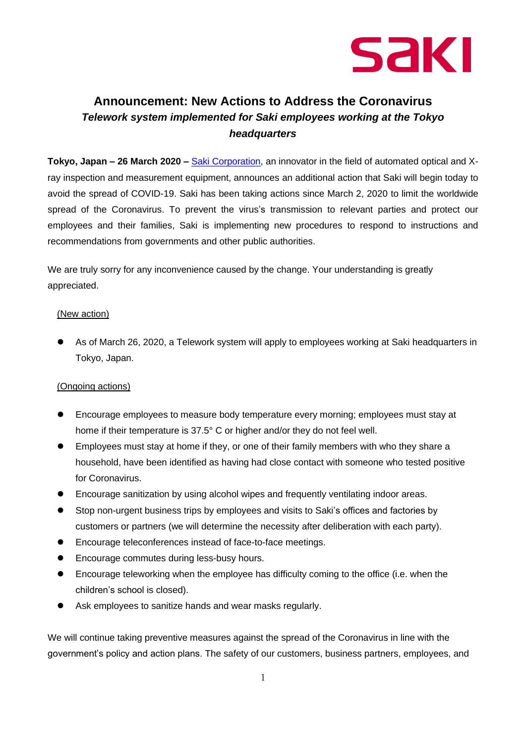# Announcement: New Actions to Address the Coronavirus

## *Telework system implemented for Saki employees working at the Tokyo headquarters*

**Tokyo, Japan – 26 March 2020 –** Saki Corporation, an innovator in the field of automated optical and X-ray inspection and measurement equipment, announces an additional action that Saki will begin today to avoid the spread of COVID-19. Saki has been taking actions since March 2, 2020 to limit the worldwide spread of the Coronavirus. To prevent the virus's transmission to relevant parties and protect our employees and their families, Saki is implementing new procedures to respond to instructions and recommendations from governments and other public authorities.

We are truly sorry for any inconvenience caused by the change. Your understanding is greatly appreciated.

(New action)

- As of March 26, 2020, a Telework system will apply to employees working at Saki headquarters in Tokyo, Japan.

(Ongoing actions)

- Encourage employees to measure body temperature every morning; employees must stay at home if their temperature is 37.5° C or higher and/or they do not feel well.
- Employees must stay at home if they, or one of their family members with who they share a household, have been identified as having had close contact with someone who tested positive for Coronavirus.
- Encourage sanitization by using alcohol wipes and frequently ventilating indoor areas.
- Stop non-urgent business trips by employees and visits to Saki's offices and factories by customers or partners (we will determine the necessity after deliberation with each party).
- Encourage teleconferences instead of face-to-face meetings.
- Encourage commutes during less-busy hours.
- Encourage teleworking when the employee has difficulty coming to the office (i.e. when the children's school is closed).
- Ask employees to sanitize hands and wear masks regularly.

We will continue taking preventive measures against the spread of the Coronavirus in line with the government's policy and action plans. The safety of our customers, business partners, employees, and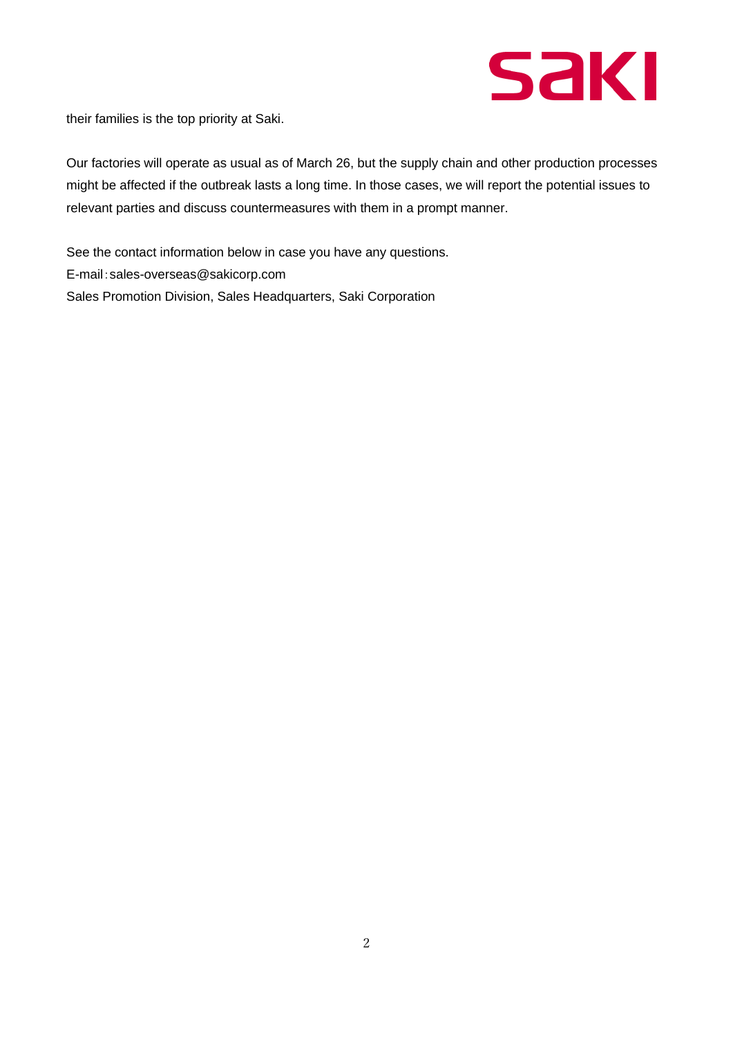their families is the top priority at Saki.

Our factories will operate as usual as of March 26, but the supply chain and other production processes might be affected if the outbreak lasts a long time. In those cases, we will report the potential issues to relevant parties and discuss countermeasures with them in a prompt manner.

See the contact information below in case you have any questions.
E-mail：sales-overseas@sakicorp.com
Sales Promotion Division, Sales Headquarters, Saki Corporation